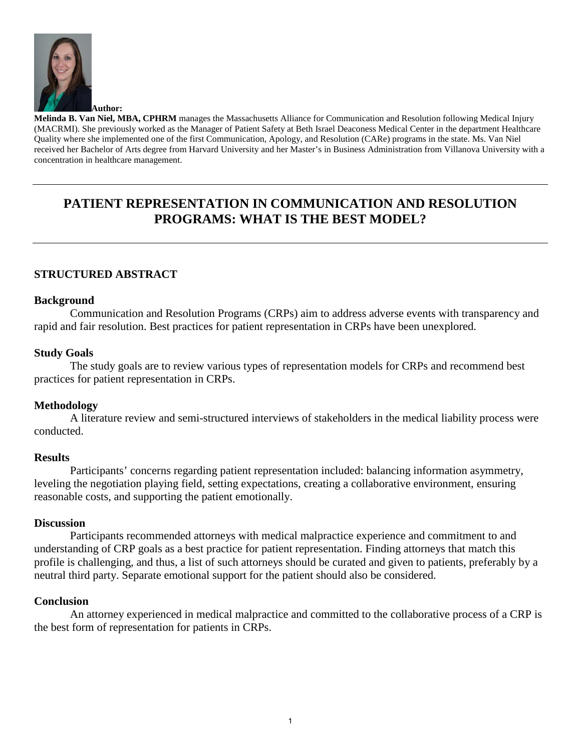**Author:**

**Melinda B. Van Niel, MBA, CPHRM** manages the Massachusetts Alliance for Communication and Resolution following Medical Injury (MACRMI). She previously worked as the Manager of Patient Safety at Beth Israel Deaconess Medical Center in the department Healthcare Quality where she implemented one of the first Communication, Apology, and Resolution (CARe) programs in the state. Ms. Van Niel received her Bachelor of Arts degree from Harvard University and her Master's in Business Administration from Villanova University with a concentration in healthcare management.

---

# PATIENT REPRESENTATION IN COMMUNICATION AND RESOLUTION PROGRAMS: WHAT IS THE BEST MODEL?

---

## STRUCTURED ABSTRACT

### Background

Communication and Resolution Programs (CRPs) aim to address adverse events with transparency and rapid and fair resolution. Best practices for patient representation in CRPs have been unexplored.

### Study Goals

The study goals are to review various types of representation models for CRPs and recommend best practices for patient representation in CRPs.

### Methodology

A literature review and semi-structured interviews of stakeholders in the medical liability process were conducted.

### Results

Participants' concerns regarding patient representation included: balancing information asymmetry, leveling the negotiation playing field, setting expectations, creating a collaborative environment, ensuring reasonable costs, and supporting the patient emotionally.

### Discussion

Participants recommended attorneys with medical malpractice experience and commitment to and understanding of CRP goals as a best practice for patient representation. Finding attorneys that match this profile is challenging, and thus, a list of such attorneys should be curated and given to patients, preferably by a neutral third party. Separate emotional support for the patient should also be considered.

### Conclusion

An attorney experienced in medical malpractice and committed to the collaborative process of a CRP is the best form of representation for patients in CRPs.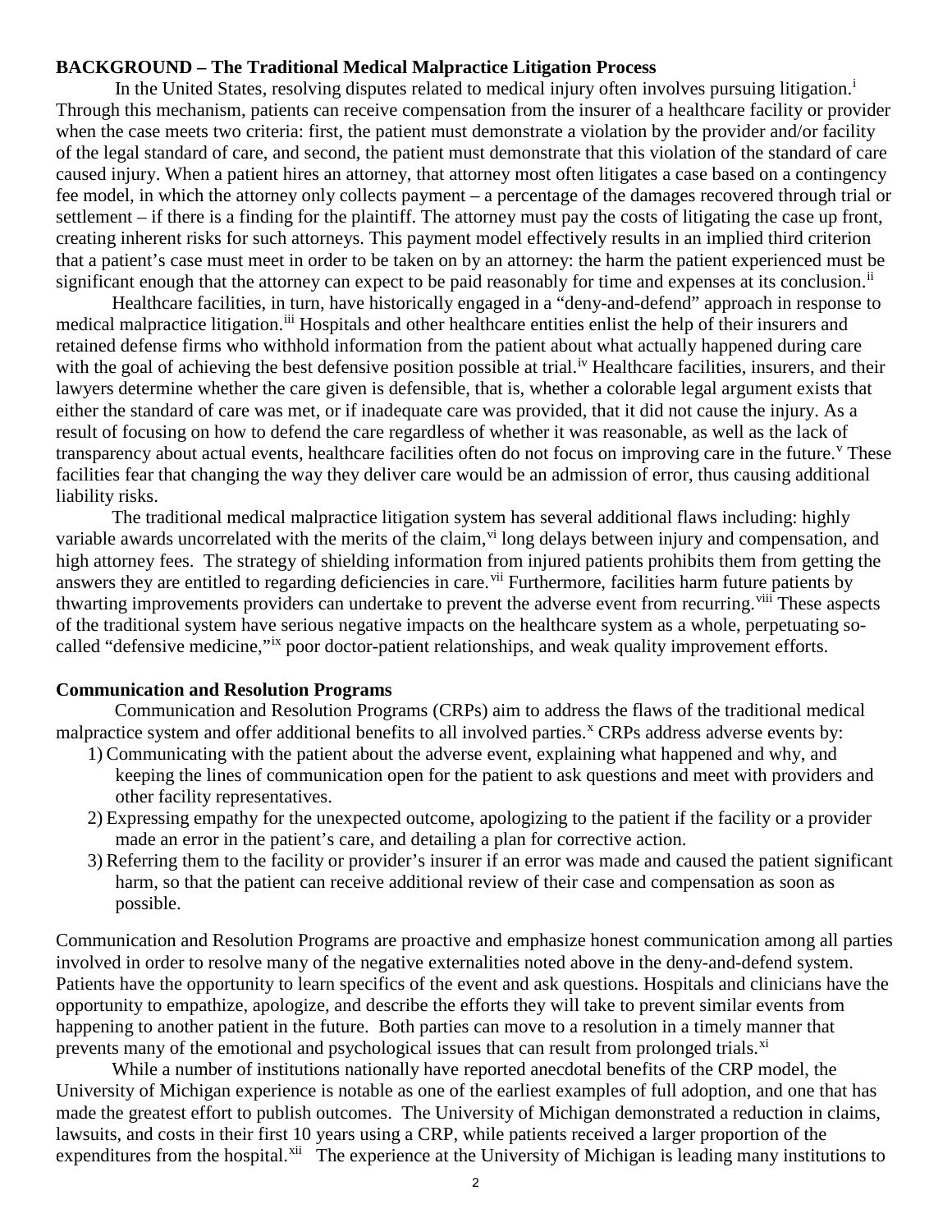**BACKGROUND – The Traditional Medical Malpractice Litigation Process**

In the United States, resolving disputes related to medical injury often involves pursuing litigation.[i] Through this mechanism, patients can receive compensation from the insurer of a healthcare facility or provider when the case meets two criteria: first, the patient must demonstrate a violation by the provider and/or facility of the legal standard of care, and second, the patient must demonstrate that this violation of the standard of care caused injury. When a patient hires an attorney, that attorney most often litigates a case based on a contingency fee model, in which the attorney only collects payment – a percentage of the damages recovered through trial or settlement – if there is a finding for the plaintiff. The attorney must pay the costs of litigating the case up front, creating inherent risks for such attorneys. This payment model effectively results in an implied third criterion that a patient's case must meet in order to be taken on by an attorney: the harm the patient experienced must be significant enough that the attorney can expect to be paid reasonably for time and expenses at its conclusion.[ii]

Healthcare facilities, in turn, have historically engaged in a "deny-and-defend" approach in response to medical malpractice litigation.[iii] Hospitals and other healthcare entities enlist the help of their insurers and retained defense firms who withhold information from the patient about what actually happened during care with the goal of achieving the best defensive position possible at trial.[iv] Healthcare facilities, insurers, and their lawyers determine whether the care given is defensible, that is, whether a colorable legal argument exists that either the standard of care was met, or if inadequate care was provided, that it did not cause the injury. As a result of focusing on how to defend the care regardless of whether it was reasonable, as well as the lack of transparency about actual events, healthcare facilities often do not focus on improving care in the future.[v] These facilities fear that changing the way they deliver care would be an admission of error, thus causing additional liability risks.

The traditional medical malpractice litigation system has several additional flaws including: highly variable awards uncorrelated with the merits of the claim,[vi] long delays between injury and compensation, and high attorney fees. The strategy of shielding information from injured patients prohibits them from getting the answers they are entitled to regarding deficiencies in care.[vii] Furthermore, facilities harm future patients by thwarting improvements providers can undertake to prevent the adverse event from recurring.[viii] These aspects of the traditional system have serious negative impacts on the healthcare system as a whole, perpetuating so-called "defensive medicine,"[ix] poor doctor-patient relationships, and weak quality improvement efforts.

**Communication and Resolution Programs**

Communication and Resolution Programs (CRPs) aim to address the flaws of the traditional medical malpractice system and offer additional benefits to all involved parties.[x] CRPs address adverse events by:

1) Communicating with the patient about the adverse event, explaining what happened and why, and keeping the lines of communication open for the patient to ask questions and meet with providers and other facility representatives.
2) Expressing empathy for the unexpected outcome, apologizing to the patient if the facility or a provider made an error in the patient's care, and detailing a plan for corrective action.
3) Referring them to the facility or provider's insurer if an error was made and caused the patient significant harm, so that the patient can receive additional review of their case and compensation as soon as possible.

Communication and Resolution Programs are proactive and emphasize honest communication among all parties involved in order to resolve many of the negative externalities noted above in the deny-and-defend system. Patients have the opportunity to learn specifics of the event and ask questions. Hospitals and clinicians have the opportunity to empathize, apologize, and describe the efforts they will take to prevent similar events from happening to another patient in the future. Both parties can move to a resolution in a timely manner that prevents many of the emotional and psychological issues that can result from prolonged trials.[xi]

While a number of institutions nationally have reported anecdotal benefits of the CRP model, the University of Michigan experience is notable as one of the earliest examples of full adoption, and one that has made the greatest effort to publish outcomes. The University of Michigan demonstrated a reduction in claims, lawsuits, and costs in their first 10 years using a CRP, while patients received a larger proportion of the expenditures from the hospital.[xii] The experience at the University of Michigan is leading many institutions to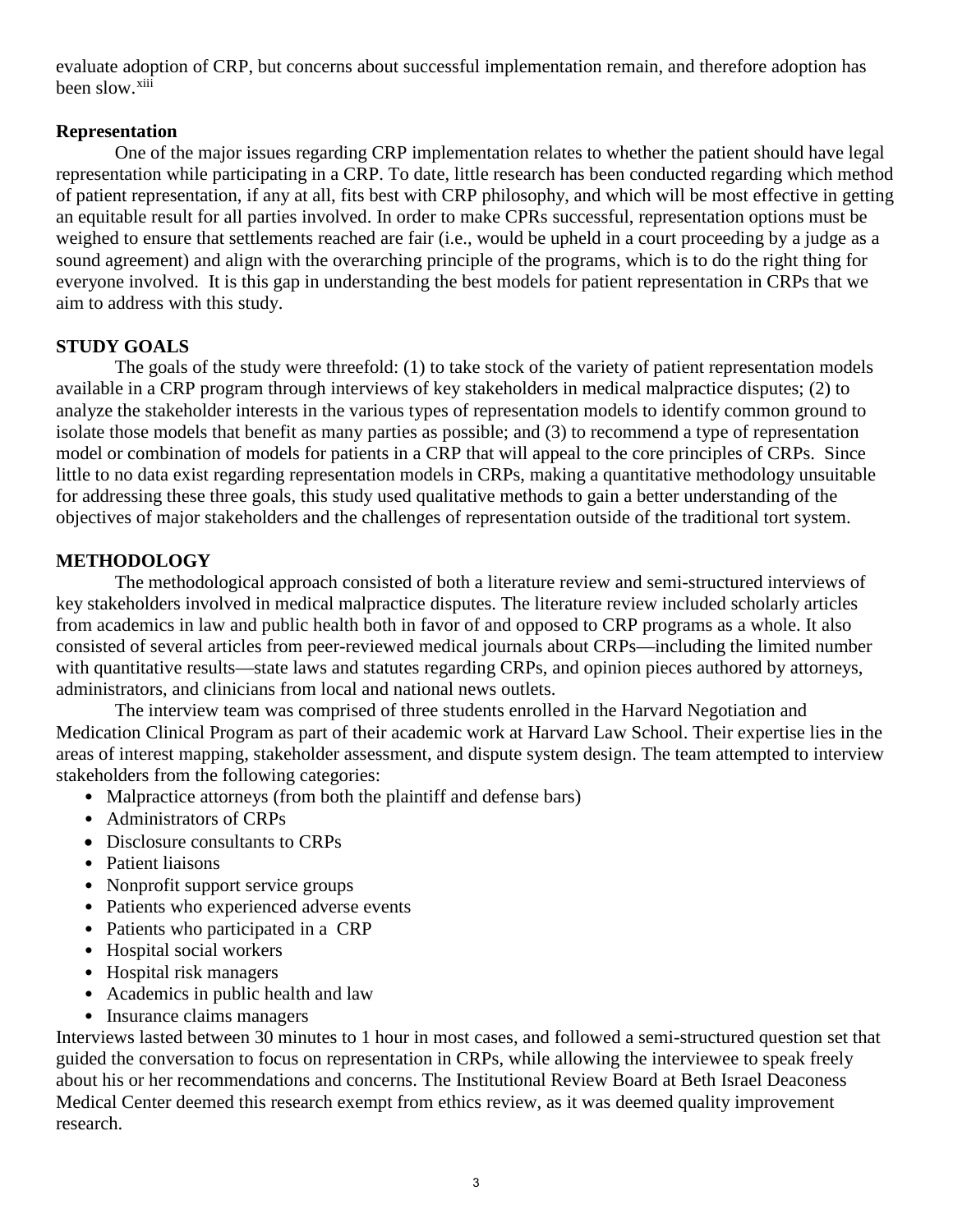evaluate adoption of CRP, but concerns about successful implementation remain, and therefore adoption has been slow.[xiii]

**Representation**

One of the major issues regarding CRP implementation relates to whether the patient should have legal representation while participating in a CRP. To date, little research has been conducted regarding which method of patient representation, if any at all, fits best with CRP philosophy, and which will be most effective in getting an equitable result for all parties involved. In order to make CPRs successful, representation options must be weighed to ensure that settlements reached are fair (i.e., would be upheld in a court proceeding by a judge as a sound agreement) and align with the overarching principle of the programs, which is to do the right thing for everyone involved. It is this gap in understanding the best models for patient representation in CRPs that we aim to address with this study.

## STUDY GOALS

The goals of the study were threefold: (1) to take stock of the variety of patient representation models available in a CRP program through interviews of key stakeholders in medical malpractice disputes; (2) to analyze the stakeholder interests in the various types of representation models to identify common ground to isolate those models that benefit as many parties as possible; and (3) to recommend a type of representation model or combination of models for patients in a CRP that will appeal to the core principles of CRPs. Since little to no data exist regarding representation models in CRPs, making a quantitative methodology unsuitable for addressing these three goals, this study used qualitative methods to gain a better understanding of the objectives of major stakeholders and the challenges of representation outside of the traditional tort system.

## METHODOLOGY

The methodological approach consisted of both a literature review and semi-structured interviews of key stakeholders involved in medical malpractice disputes. The literature review included scholarly articles from academics in law and public health both in favor of and opposed to CRP programs as a whole. It also consisted of several articles from peer-reviewed medical journals about CRPs—including the limited number with quantitative results—state laws and statutes regarding CRPs, and opinion pieces authored by attorneys, administrators, and clinicians from local and national news outlets.

The interview team was comprised of three students enrolled in the Harvard Negotiation and Medication Clinical Program as part of their academic work at Harvard Law School. Their expertise lies in the areas of interest mapping, stakeholder assessment, and dispute system design. The team attempted to interview stakeholders from the following categories:

- Malpractice attorneys (from both the plaintiff and defense bars)
- Administrators of CRPs
- Disclosure consultants to CRPs
- Patient liaisons
- Nonprofit support service groups
- Patients who experienced adverse events
- Patients who participated in a CRP
- Hospital social workers
- Hospital risk managers
- Academics in public health and law
- Insurance claims managers

Interviews lasted between 30 minutes to 1 hour in most cases, and followed a semi-structured question set that guided the conversation to focus on representation in CRPs, while allowing the interviewee to speak freely about his or her recommendations and concerns. The Institutional Review Board at Beth Israel Deaconess Medical Center deemed this research exempt from ethics review, as it was deemed quality improvement research.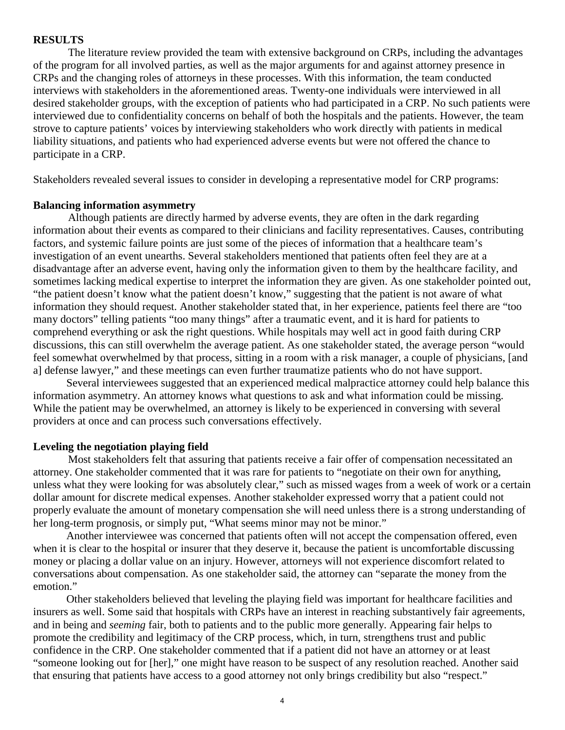## RESULTS

The literature review provided the team with extensive background on CRPs, including the advantages of the program for all involved parties, as well as the major arguments for and against attorney presence in CRPs and the changing roles of attorneys in these processes. With this information, the team conducted interviews with stakeholders in the aforementioned areas. Twenty-one individuals were interviewed in all desired stakeholder groups, with the exception of patients who had participated in a CRP. No such patients were interviewed due to confidentiality concerns on behalf of both the hospitals and the patients. However, the team strove to capture patients' voices by interviewing stakeholders who work directly with patients in medical liability situations, and patients who had experienced adverse events but were not offered the chance to participate in a CRP.

Stakeholders revealed several issues to consider in developing a representative model for CRP programs:

### Balancing information asymmetry

Although patients are directly harmed by adverse events, they are often in the dark regarding information about their events as compared to their clinicians and facility representatives. Causes, contributing factors, and systemic failure points are just some of the pieces of information that a healthcare team's investigation of an event unearths. Several stakeholders mentioned that patients often feel they are at a disadvantage after an adverse event, having only the information given to them by the healthcare facility, and sometimes lacking medical expertise to interpret the information they are given. As one stakeholder pointed out, "the patient doesn't know what the patient doesn't know," suggesting that the patient is not aware of what information they should request. Another stakeholder stated that, in her experience, patients feel there are "too many doctors" telling patients "too many things" after a traumatic event, and it is hard for patients to comprehend everything or ask the right questions. While hospitals may well act in good faith during CRP discussions, this can still overwhelm the average patient. As one stakeholder stated, the average person "would feel somewhat overwhelmed by that process, sitting in a room with a risk manager, a couple of physicians, [and a] defense lawyer," and these meetings can even further traumatize patients who do not have support.

Several interviewees suggested that an experienced medical malpractice attorney could help balance this information asymmetry. An attorney knows what questions to ask and what information could be missing. While the patient may be overwhelmed, an attorney is likely to be experienced in conversing with several providers at once and can process such conversations effectively.

### Leveling the negotiation playing field

Most stakeholders felt that assuring that patients receive a fair offer of compensation necessitated an attorney. One stakeholder commented that it was rare for patients to "negotiate on their own for anything, unless what they were looking for was absolutely clear," such as missed wages from a week of work or a certain dollar amount for discrete medical expenses. Another stakeholder expressed worry that a patient could not properly evaluate the amount of monetary compensation she will need unless there is a strong understanding of her long-term prognosis, or simply put, "What seems minor may not be minor."

Another interviewee was concerned that patients often will not accept the compensation offered, even when it is clear to the hospital or insurer that they deserve it, because the patient is uncomfortable discussing money or placing a dollar value on an injury. However, attorneys will not experience discomfort related to conversations about compensation. As one stakeholder said, the attorney can "separate the money from the emotion."

Other stakeholders believed that leveling the playing field was important for healthcare facilities and insurers as well. Some said that hospitals with CRPs have an interest in reaching substantively fair agreements, and in being and *seeming* fair, both to patients and to the public more generally. Appearing fair helps to promote the credibility and legitimacy of the CRP process, which, in turn, strengthens trust and public confidence in the CRP. One stakeholder commented that if a patient did not have an attorney or at least "someone looking out for [her]," one might have reason to be suspect of any resolution reached. Another said that ensuring that patients have access to a good attorney not only brings credibility but also "respect."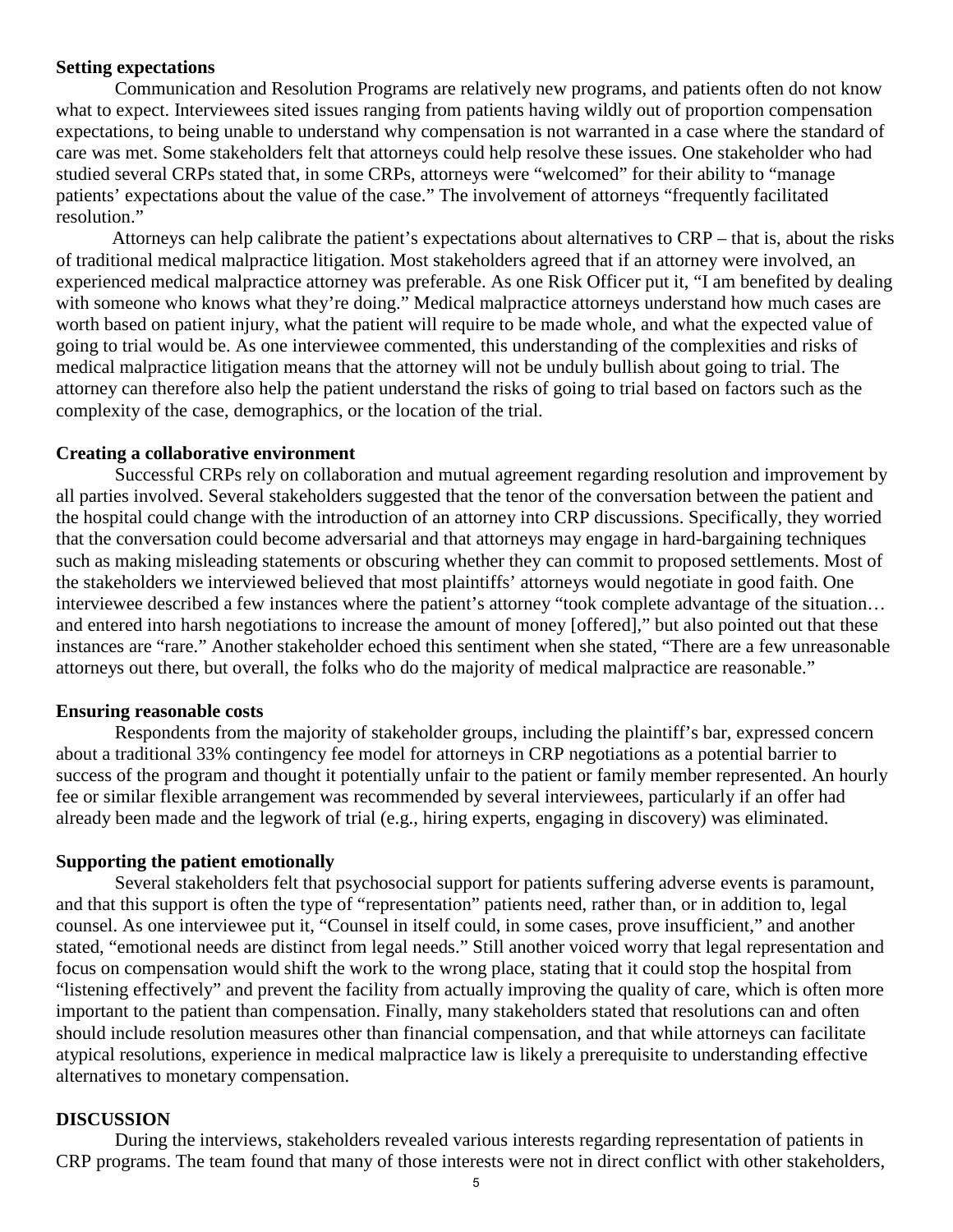**Setting expectations**

Communication and Resolution Programs are relatively new programs, and patients often do not know what to expect. Interviewees sited issues ranging from patients having wildly out of proportion compensation expectations, to being unable to understand why compensation is not warranted in a case where the standard of care was met. Some stakeholders felt that attorneys could help resolve these issues. One stakeholder who had studied several CRPs stated that, in some CRPs, attorneys were "welcomed" for their ability to "manage patients' expectations about the value of the case." The involvement of attorneys "frequently facilitated resolution."

Attorneys can help calibrate the patient's expectations about alternatives to CRP – that is, about the risks of traditional medical malpractice litigation. Most stakeholders agreed that if an attorney were involved, an experienced medical malpractice attorney was preferable. As one Risk Officer put it, "I am benefited by dealing with someone who knows what they're doing." Medical malpractice attorneys understand how much cases are worth based on patient injury, what the patient will require to be made whole, and what the expected value of going to trial would be. As one interviewee commented, this understanding of the complexities and risks of medical malpractice litigation means that the attorney will not be unduly bullish about going to trial. The attorney can therefore also help the patient understand the risks of going to trial based on factors such as the complexity of the case, demographics, or the location of the trial.

**Creating a collaborative environment**

Successful CRPs rely on collaboration and mutual agreement regarding resolution and improvement by all parties involved. Several stakeholders suggested that the tenor of the conversation between the patient and the hospital could change with the introduction of an attorney into CRP discussions. Specifically, they worried that the conversation could become adversarial and that attorneys may engage in hard-bargaining techniques such as making misleading statements or obscuring whether they can commit to proposed settlements. Most of the stakeholders we interviewed believed that most plaintiffs' attorneys would negotiate in good faith. One interviewee described a few instances where the patient's attorney "took complete advantage of the situation… and entered into harsh negotiations to increase the amount of money [offered]," but also pointed out that these instances are "rare." Another stakeholder echoed this sentiment when she stated, "There are a few unreasonable attorneys out there, but overall, the folks who do the majority of medical malpractice are reasonable."

**Ensuring reasonable costs**

Respondents from the majority of stakeholder groups, including the plaintiff's bar, expressed concern about a traditional 33% contingency fee model for attorneys in CRP negotiations as a potential barrier to success of the program and thought it potentially unfair to the patient or family member represented. An hourly fee or similar flexible arrangement was recommended by several interviewees, particularly if an offer had already been made and the legwork of trial (e.g., hiring experts, engaging in discovery) was eliminated.

**Supporting the patient emotionally**

Several stakeholders felt that psychosocial support for patients suffering adverse events is paramount, and that this support is often the type of "representation" patients need, rather than, or in addition to, legal counsel. As one interviewee put it, "Counsel in itself could, in some cases, prove insufficient," and another stated, "emotional needs are distinct from legal needs." Still another voiced worry that legal representation and focus on compensation would shift the work to the wrong place, stating that it could stop the hospital from "listening effectively" and prevent the facility from actually improving the quality of care, which is often more important to the patient than compensation. Finally, many stakeholders stated that resolutions can and often should include resolution measures other than financial compensation, and that while attorneys can facilitate atypical resolutions, experience in medical malpractice law is likely a prerequisite to understanding effective alternatives to monetary compensation.

## DISCUSSION

During the interviews, stakeholders revealed various interests regarding representation of patients in CRP programs. The team found that many of those interests were not in direct conflict with other stakeholders,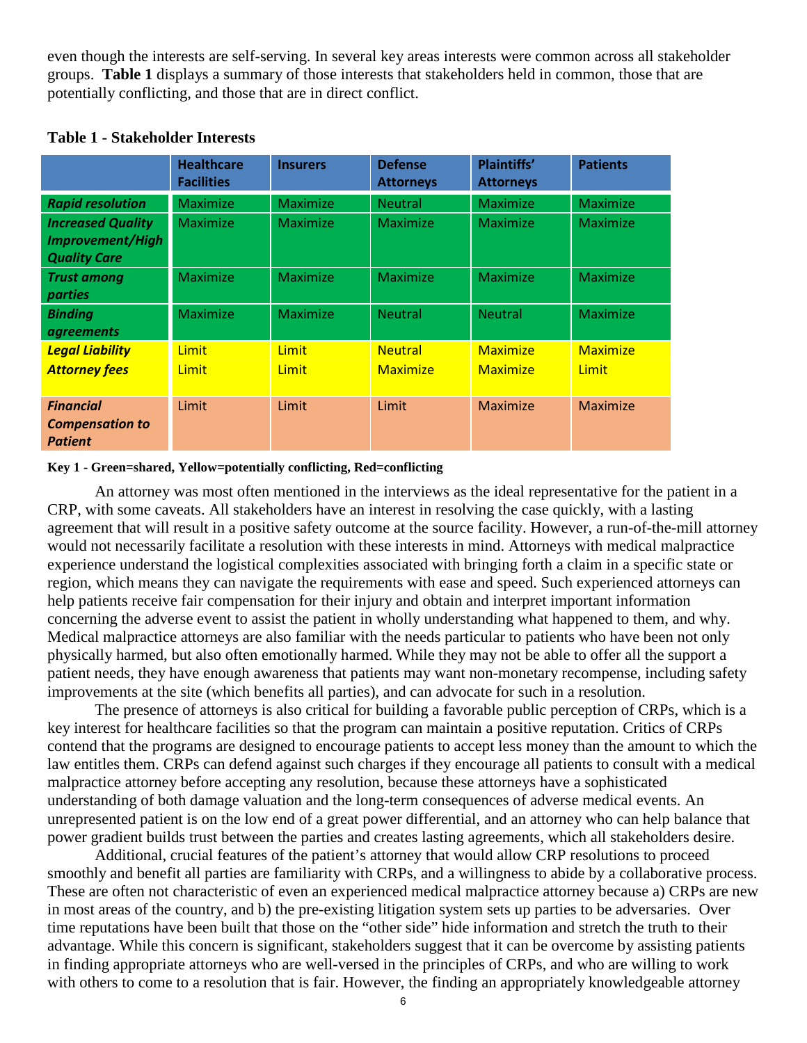even though the interests are self-serving. In several key areas interests were common across all stakeholder groups. **Table 1** displays a summary of those interests that stakeholders held in common, those that are potentially conflicting, and those that are in direct conflict.

**Table 1 - Stakeholder Interests**

| | Healthcare Facilities | Insurers | Defense Attorneys | Plaintiffs' Attorneys | Patients |
|---|---|---|---|---|---|
| ***Rapid resolution*** | Maximize | Maximize | Neutral | Maximize | Maximize |
| ***Increased Quality Improvement/High Quality Care*** | Maximize | Maximize | Maximize | Maximize | Maximize |
| ***Trust among parties*** | Maximize | Maximize | Maximize | Maximize | Maximize |
| ***Binding agreements*** | Maximize | Maximize | Neutral | Neutral | Maximize |
| ***Legal Liability*** | Limit | Limit | Neutral | Maximize | Maximize |
| ***Attorney fees*** | Limit | Limit | Maximize | Maximize | Limit |
| ***Financial Compensation to Patient*** | Limit | Limit | Limit | Maximize | Maximize |

**Key 1 - Green=shared, Yellow=potentially conflicting, Red=conflicting**

An attorney was most often mentioned in the interviews as the ideal representative for the patient in a CRP, with some caveats. All stakeholders have an interest in resolving the case quickly, with a lasting agreement that will result in a positive safety outcome at the source facility. However, a run-of-the-mill attorney would not necessarily facilitate a resolution with these interests in mind. Attorneys with medical malpractice experience understand the logistical complexities associated with bringing forth a claim in a specific state or region, which means they can navigate the requirements with ease and speed. Such experienced attorneys can help patients receive fair compensation for their injury and obtain and interpret important information concerning the adverse event to assist the patient in wholly understanding what happened to them, and why. Medical malpractice attorneys are also familiar with the needs particular to patients who have been not only physically harmed, but also often emotionally harmed. While they may not be able to offer all the support a patient needs, they have enough awareness that patients may want non-monetary recompense, including safety improvements at the site (which benefits all parties), and can advocate for such in a resolution.

The presence of attorneys is also critical for building a favorable public perception of CRPs, which is a key interest for healthcare facilities so that the program can maintain a positive reputation. Critics of CRPs contend that the programs are designed to encourage patients to accept less money than the amount to which the law entitles them. CRPs can defend against such charges if they encourage all patients to consult with a medical malpractice attorney before accepting any resolution, because these attorneys have a sophisticated understanding of both damage valuation and the long-term consequences of adverse medical events. An unrepresented patient is on the low end of a great power differential, and an attorney who can help balance that power gradient builds trust between the parties and creates lasting agreements, which all stakeholders desire.

Additional, crucial features of the patient's attorney that would allow CRP resolutions to proceed smoothly and benefit all parties are familiarity with CRPs, and a willingness to abide by a collaborative process. These are often not characteristic of even an experienced medical malpractice attorney because a) CRPs are new in most areas of the country, and b) the pre-existing litigation system sets up parties to be adversaries. Over time reputations have been built that those on the "other side" hide information and stretch the truth to their advantage. While this concern is significant, stakeholders suggest that it can be overcome by assisting patients in finding appropriate attorneys who are well-versed in the principles of CRPs, and who are willing to work with others to come to a resolution that is fair. However, the finding an appropriately knowledgeable attorney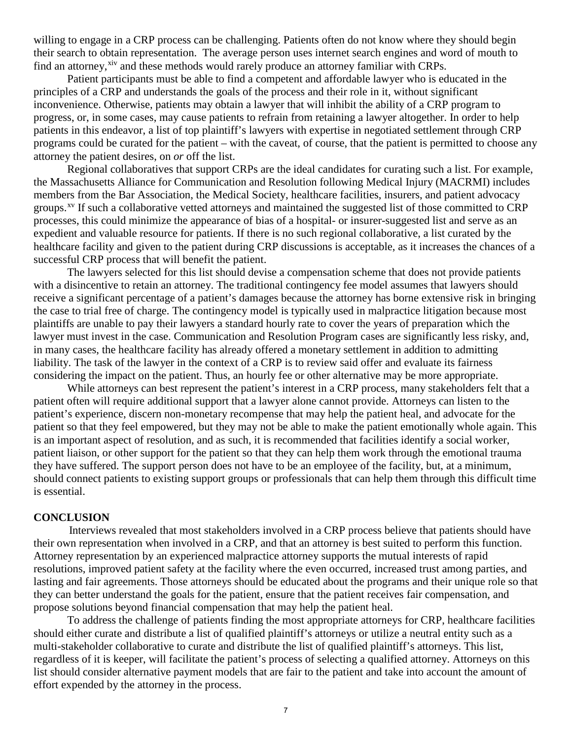willing to engage in a CRP process can be challenging. Patients often do not know where they should begin their search to obtain representation. The average person uses internet search engines and word of mouth to find an attorney,[xiv] and these methods would rarely produce an attorney familiar with CRPs.

Patient participants must be able to find a competent and affordable lawyer who is educated in the principles of a CRP and understands the goals of the process and their role in it, without significant inconvenience. Otherwise, patients may obtain a lawyer that will inhibit the ability of a CRP program to progress, or, in some cases, may cause patients to refrain from retaining a lawyer altogether. In order to help patients in this endeavor, a list of top plaintiff's lawyers with expertise in negotiated settlement through CRP programs could be curated for the patient – with the caveat, of course, that the patient is permitted to choose any attorney the patient desires, on *or* off the list.

Regional collaboratives that support CRPs are the ideal candidates for curating such a list. For example, the Massachusetts Alliance for Communication and Resolution following Medical Injury (MACRMI) includes members from the Bar Association, the Medical Society, healthcare facilities, insurers, and patient advocacy groups.[xv] If such a collaborative vetted attorneys and maintained the suggested list of those committed to CRP processes, this could minimize the appearance of bias of a hospital- or insurer-suggested list and serve as an expedient and valuable resource for patients. If there is no such regional collaborative, a list curated by the healthcare facility and given to the patient during CRP discussions is acceptable, as it increases the chances of a successful CRP process that will benefit the patient.

The lawyers selected for this list should devise a compensation scheme that does not provide patients with a disincentive to retain an attorney. The traditional contingency fee model assumes that lawyers should receive a significant percentage of a patient's damages because the attorney has borne extensive risk in bringing the case to trial free of charge. The contingency model is typically used in malpractice litigation because most plaintiffs are unable to pay their lawyers a standard hourly rate to cover the years of preparation which the lawyer must invest in the case. Communication and Resolution Program cases are significantly less risky, and, in many cases, the healthcare facility has already offered a monetary settlement in addition to admitting liability. The task of the lawyer in the context of a CRP is to review said offer and evaluate its fairness considering the impact on the patient. Thus, an hourly fee or other alternative may be more appropriate.

While attorneys can best represent the patient's interest in a CRP process, many stakeholders felt that a patient often will require additional support that a lawyer alone cannot provide. Attorneys can listen to the patient's experience, discern non-monetary recompense that may help the patient heal, and advocate for the patient so that they feel empowered, but they may not be able to make the patient emotionally whole again. This is an important aspect of resolution, and as such, it is recommended that facilities identify a social worker, patient liaison, or other support for the patient so that they can help them work through the emotional trauma they have suffered. The support person does not have to be an employee of the facility, but, at a minimum, should connect patients to existing support groups or professionals that can help them through this difficult time is essential.

## CONCLUSION

Interviews revealed that most stakeholders involved in a CRP process believe that patients should have their own representation when involved in a CRP, and that an attorney is best suited to perform this function. Attorney representation by an experienced malpractice attorney supports the mutual interests of rapid resolutions, improved patient safety at the facility where the even occurred, increased trust among parties, and lasting and fair agreements. Those attorneys should be educated about the programs and their unique role so that they can better understand the goals for the patient, ensure that the patient receives fair compensation, and propose solutions beyond financial compensation that may help the patient heal.

To address the challenge of patients finding the most appropriate attorneys for CRP, healthcare facilities should either curate and distribute a list of qualified plaintiff's attorneys or utilize a neutral entity such as a multi-stakeholder collaborative to curate and distribute the list of qualified plaintiff's attorneys. This list, regardless of it is keeper, will facilitate the patient's process of selecting a qualified attorney. Attorneys on this list should consider alternative payment models that are fair to the patient and take into account the amount of effort expended by the attorney in the process.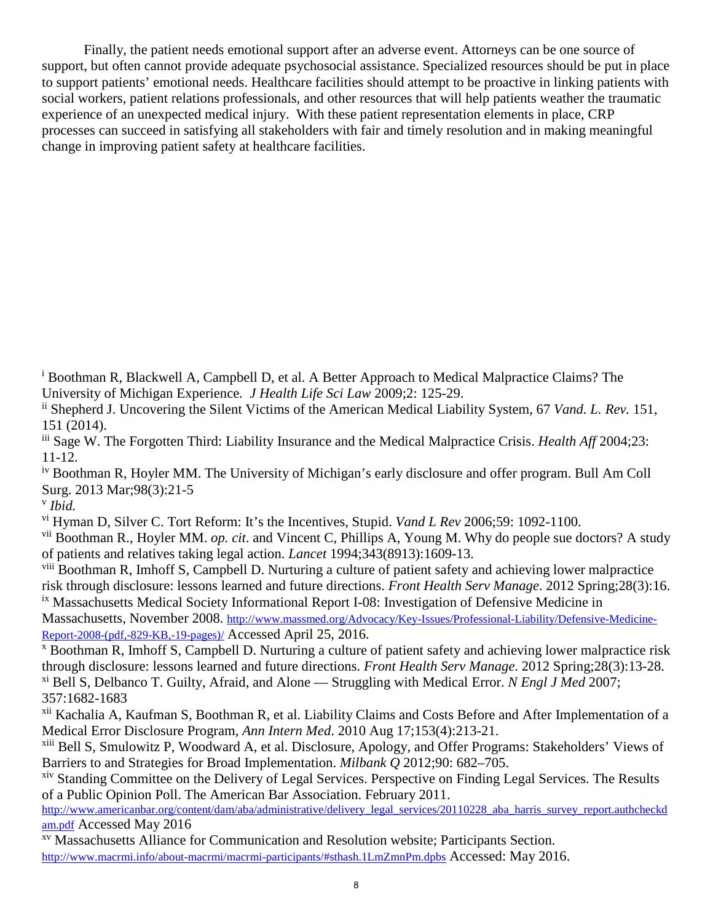Finally, the patient needs emotional support after an adverse event. Attorneys can be one source of support, but often cannot provide adequate psychosocial assistance. Specialized resources should be put in place to support patients' emotional needs. Healthcare facilities should attempt to be proactive in linking patients with social workers, patient relations professionals, and other resources that will help patients weather the traumatic experience of an unexpected medical injury. With these patient representation elements in place, CRP processes can succeed in satisfying all stakeholders with fair and timely resolution and in making meaningful change in improving patient safety at healthcare facilities.

---

[i] Boothman R, Blackwell A, Campbell D, et al. A Better Approach to Medical Malpractice Claims? The University of Michigan Experience. *J Health Life Sci Law* 2009;2: 125-29.

[ii] Shepherd J. Uncovering the Silent Victims of the American Medical Liability System, 67 *Vand. L. Rev.* 151, 151 (2014).

[iii] Sage W. The Forgotten Third: Liability Insurance and the Medical Malpractice Crisis. *Health Aff* 2004;23: 11-12.

[iv] Boothman R, Hoyler MM. The University of Michigan's early disclosure and offer program. Bull Am Coll Surg. 2013 Mar;98(3):21-5

[v] *Ibid.*

[vi] Hyman D, Silver C. Tort Reform: It's the Incentives, Stupid. *Vand L Rev* 2006;59: 1092-1100.

[vii] Boothman R., Hoyler MM. *op. cit*. and Vincent C, Phillips A, Young M. Why do people sue doctors? A study of patients and relatives taking legal action. *Lancet* 1994;343(8913):1609-13.

[viii] Boothman R, Imhoff S, Campbell D. Nurturing a culture of patient safety and achieving lower malpractice risk through disclosure: lessons learned and future directions. *Front Health Serv Manage*. 2012 Spring;28(3):16.

[ix] Massachusetts Medical Society Informational Report I-08: Investigation of Defensive Medicine in Massachusetts, November 2008. http://www.massmed.org/Advocacy/Key-Issues/Professional-Liability/Defensive-Medicine-Report-2008-(pdf,-829-KB,-19-pages)/ Accessed April 25, 2016.

[x] Boothman R, Imhoff S, Campbell D. Nurturing a culture of patient safety and achieving lower malpractice risk through disclosure: lessons learned and future directions. *Front Health Serv Manage.* 2012 Spring;28(3):13-28.

[xi] Bell S, Delbanco T. Guilty, Afraid, and Alone — Struggling with Medical Error. *N Engl J Med* 2007; 357:1682-1683

[xii] Kachalia A, Kaufman S, Boothman R, et al. Liability Claims and Costs Before and After Implementation of a Medical Error Disclosure Program, *Ann Intern Med*. 2010 Aug 17;153(4):213-21.

[xiii] Bell S, Smulowitz P, Woodward A, et al. Disclosure, Apology, and Offer Programs: Stakeholders' Views of Barriers to and Strategies for Broad Implementation. *Milbank Q* 2012;90: 682–705.

[xiv] Standing Committee on the Delivery of Legal Services. Perspective on Finding Legal Services. The Results of a Public Opinion Poll. The American Bar Association. February 2011. http://www.americanbar.org/content/dam/aba/administrative/delivery_legal_services/20110228_aba_harris_survey_report.authcheckdam.pdf Accessed May 2016

[xv] Massachusetts Alliance for Communication and Resolution website; Participants Section. http://www.macrmi.info/about-macrmi/macrmi-participants/#sthash.1LmZmnPm.dpbs Accessed: May 2016.